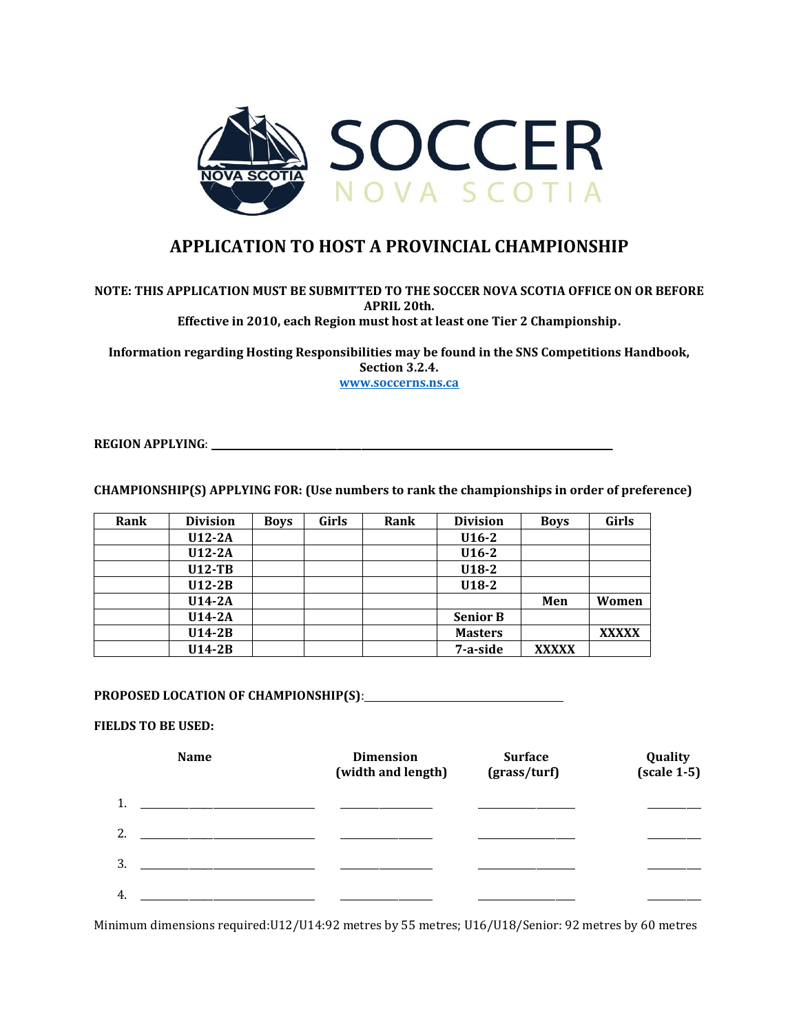SOCCER
NOVA SCOTIA

# APPLICATION TO HOST A PROVINCIAL CHAMPIONSHIP

**NOTE: THIS APPLICATION MUST BE SUBMITTED TO THE SOCCER NOVA SCOTIA OFFICE ON OR BEFORE APRIL 20th.**
**Effective in 2010, each Region must host at least one Tier 2 Championship.**

**Information regarding Hosting Responsibilities may be found in the SNS Competitions Handbook, Section 3.2.4.**
**www.soccerns.ns.ca**

**REGION APPLYING**: ______________________________________________

**CHAMPIONSHIP(S) APPLYING FOR: (Use numbers to rank the championships in order of preference)**

| Rank | Division | Boys | Girls | Rank | Division | Boys | Girls |
|---|---|---|---|---|---|---|---|
| | U12-2A | | | | U16-2 | | |
| | U12-2A | | | | U16-2 | | |
| | U12-TB | | | | U18-2 | | |
| | U12-2B | | | | U18-2 | | |
| | U14-2A | | | | | Men | Women |
| | U14-2A | | | | Senior B | | |
| | U14-2B | | | | Masters | | XXXXX |
| | U14-2B | | | | 7-a-side | XXXXX | |

**PROPOSED LOCATION OF CHAMPIONSHIP(S)**: ______________________________

**FIELDS TO BE USED:**

| | Name | Dimension (width and length) | Surface (grass/turf) | Quality (scale 1-5) |
|---|---|---|---|---|
| 1. | | | | |
| 2. | | | | |
| 3. | | | | |
| 4. | | | | |

Minimum dimensions required:U12/U14:92 metres by 55 metres; U16/U18/Senior: 92 metres by 60 metres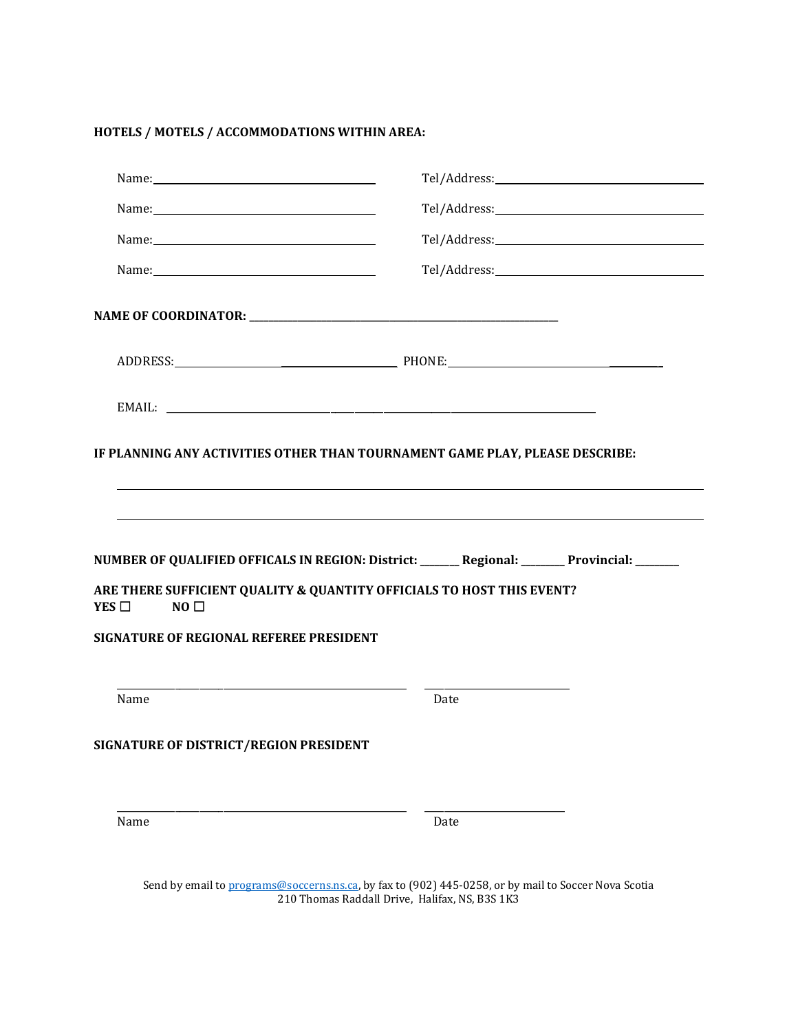**HOTELS / MOTELS / ACCOMMODATIONS WITHIN AREA:**

Name:______________________________ Tel/Address:______________________________

Name:______________________________ Tel/Address:______________________________

Name:______________________________ Tel/Address:______________________________

Name:______________________________ Tel/Address:______________________________

**NAME OF COORDINATOR:** ______________________________________________

ADDRESS:______________________________ PHONE:______________________________

EMAIL: ______________________________________________________________

**IF PLANNING ANY ACTIVITIES OTHER THAN TOURNAMENT GAME PLAY, PLEASE DESCRIBE:**

______________________________________________________________________________

______________________________________________________________________________

**NUMBER OF QUALIFIED OFFICALS IN REGION: District: _______ Regional: ________ Provincial: ________**

**ARE THERE SUFFICIENT QUALITY & QUANTITY OFFICIALS TO HOST THIS EVENT?**
**YES ☐ NO ☐**

**SIGNATURE OF REGIONAL REFEREE PRESIDENT**

______________________________________ ________________________
Name Date

**SIGNATURE OF DISTRICT/REGION PRESIDENT**

______________________________________ ________________________
Name Date

Send by email to programs@soccerns.ns.ca, by fax to (902) 445-0258, or by mail to Soccer Nova Scotia
210 Thomas Raddall Drive, Halifax, NS, B3S 1K3